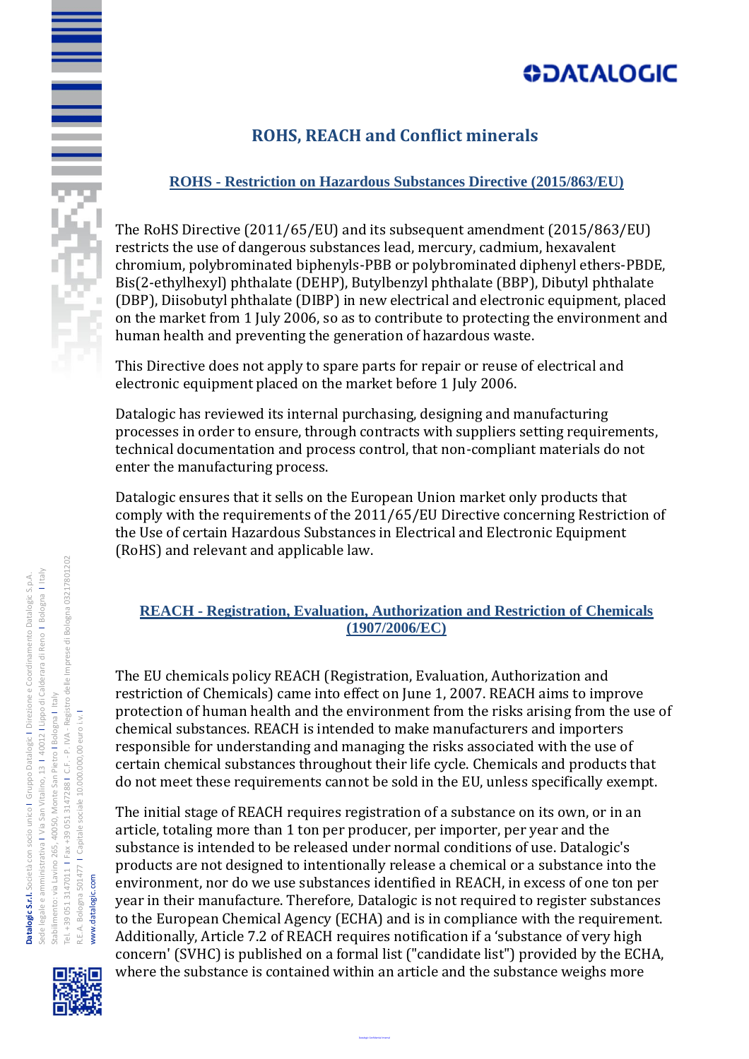# ROHS, REACH and Conflict minerals

## ROHS - Restriction on Hazardous Substances Directive (2015/863/EU)

The RoHS Directive (2011/65/EU) and its subsequent amendment (2015/863/EU) restricts the use of dangerous substances lead, mercury, cadmium, hexavalent chromium, polybrominated biphenyls-PBB or polybrominated diphenyl ethers-PBDE, Bis(2-ethylhexyl) phthalate (DEHP), Butylbenzyl phthalate (BBP), Dibutyl phthalate (DBP), Diisobutyl phthalate (DIBP) in new electrical and electronic equipment, placed on the market from 1 July 2006, so as to contribute to protecting the environment and human health and preventing the generation of hazardous waste.

This Directive does not apply to spare parts for repair or reuse of electrical and electronic equipment placed on the market before 1 July 2006.

Datalogic has reviewed its internal purchasing, designing and manufacturing processes in order to ensure, through contracts with suppliers setting requirements, technical documentation and process control, that non-compliant materials do not enter the manufacturing process.

Datalogic ensures that it sells on the European Union market only products that comply with the requirements of the 2011/65/EU Directive concerning Restriction of the Use of certain Hazardous Substances in Electrical and Electronic Equipment (RoHS) and relevant and applicable law.

## REACH - Registration, Evaluation, Authorization and Restriction of Chemicals (1907/2006/EC)

The EU chemicals policy REACH (Registration, Evaluation, Authorization and restriction of Chemicals) came into effect on June 1, 2007. REACH aims to improve protection of human health and the environment from the risks arising from the use of chemical substances. REACH is intended to make manufacturers and importers responsible for understanding and managing the risks associated with the use of certain chemical substances throughout their life cycle. Chemicals and products that do not meet these requirements cannot be sold in the EU, unless specifically exempt.

The initial stage of REACH requires registration of a substance on its own, or in an article, totaling more than 1 ton per producer, per importer, per year and the substance is intended to be released under normal conditions of use. Datalogic's products are not designed to intentionally release a chemical or a substance into the environment, nor do we use substances identified in REACH, in excess of one ton per year in their manufacture. Therefore, Datalogic is not required to register substances to the European Chemical Agency (ECHA) and is in compliance with the requirement. Additionally, Article 7.2 of REACH requires notification if a 'substance of very high concern' (SVHC) is published on a formal list ("candidate list") provided by the ECHA, where the substance is contained within an article and the substance weighs more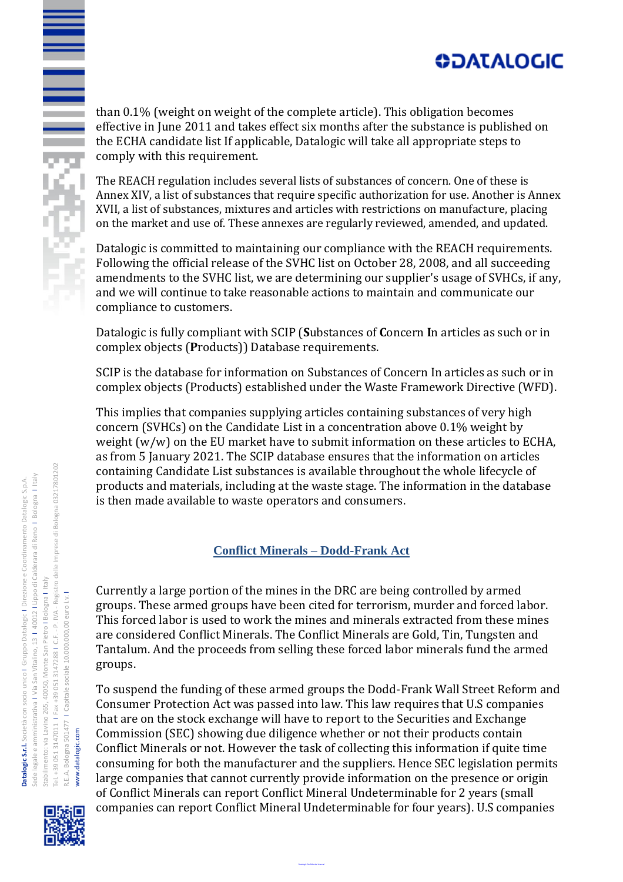than 0.1% (weight on weight of the complete article). This obligation becomes effective in June 2011 and takes effect six months after the substance is published on the ECHA candidate list If applicable, Datalogic will take all appropriate steps to comply with this requirement.

The REACH regulation includes several lists of substances of concern. One of these is Annex XIV, a list of substances that require specific authorization for use. Another is Annex XVII, a list of substances, mixtures and articles with restrictions on manufacture, placing on the market and use of. These annexes are regularly reviewed, amended, and updated.

Datalogic is committed to maintaining our compliance with the REACH requirements. Following the official release of the SVHC list on October 28, 2008, and all succeeding amendments to the SVHC list, we are determining our supplier's usage of SVHCs, if any, and we will continue to take reasonable actions to maintain and communicate our compliance to customers.

Datalogic is fully compliant with SCIP (**S**ubstances of **C**oncern **I**n articles as such or in complex objects (**P**roducts)) Database requirements.

SCIP is the database for information on Substances of Concern In articles as such or in complex objects (Products) established under the Waste Framework Directive (WFD).

This implies that companies supplying articles containing substances of very high concern (SVHCs) on the Candidate List in a concentration above 0.1% weight by weight (w/w) on the EU market have to submit information on these articles to ECHA, as from 5 January 2021. The SCIP database ensures that the information on articles containing Candidate List substances is available throughout the whole lifecycle of products and materials, including at the waste stage. The information in the database is then made available to waste operators and consumers.

## Conflict Minerals – Dodd-Frank Act

Currently a large portion of the mines in the DRC are being controlled by armed groups. These armed groups have been cited for terrorism, murder and forced labor. This forced labor is used to work the mines and minerals extracted from these mines are considered Conflict Minerals. The Conflict Minerals are Gold, Tin, Tungsten and Tantalum. And the proceeds from selling these forced labor minerals fund the armed groups.

To suspend the funding of these armed groups the Dodd-Frank Wall Street Reform and Consumer Protection Act was passed into law. This law requires that U.S companies that are on the stock exchange will have to report to the Securities and Exchange Commission (SEC) showing due diligence whether or not their products contain Conflict Minerals or not. However the task of collecting this information if quite time consuming for both the manufacturer and the suppliers. Hence SEC legislation permits large companies that cannot currently provide information on the presence or origin of Conflict Minerals can report Conflict Mineral Undeterminable for 2 years (small companies can report Conflict Mineral Undeterminable for four years). U.S companies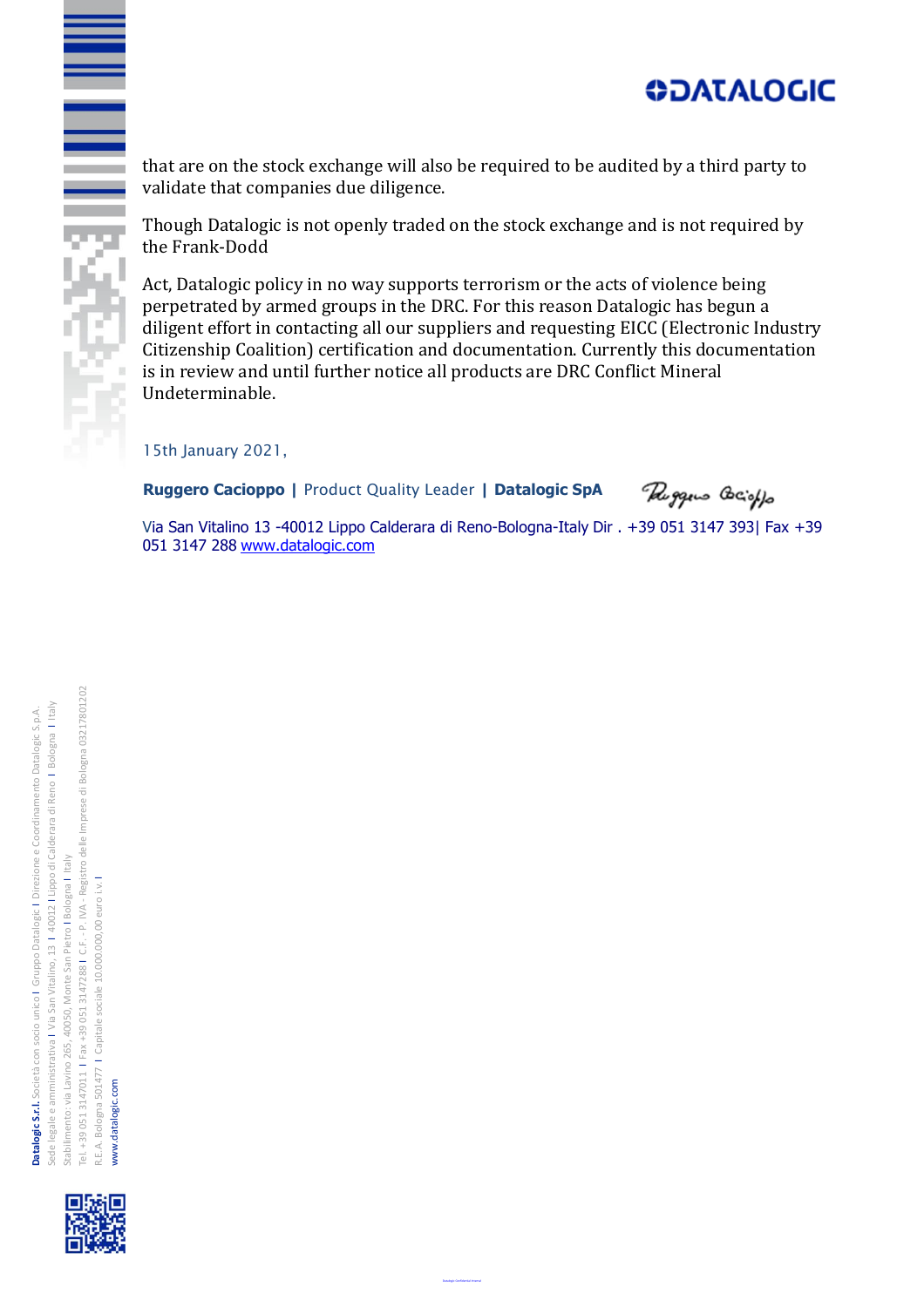that are on the stock exchange will also be required to be audited by a third party to validate that companies due diligence.

Though Datalogic is not openly traded on the stock exchange and is not required by the Frank-Dodd

Act, Datalogic policy in no way supports terrorism or the acts of violence being perpetrated by armed groups in the DRC. For this reason Datalogic has begun a diligent effort in contacting all our suppliers and requesting EICC (Electronic Industry Citizenship Coalition) certification and documentation. Currently this documentation is in review and until further notice all products are DRC Conflict Mineral Undeterminable.

15th January 2021,

**Ruggero Cacioppo** | Product Quality Leader | **Datalogic SpA**

Via San Vitalino 13 -40012 Lippo Calderara di Reno-Bologna-Italy Dir . +39 051 3147 393| Fax +39 051 3147 288 www.datalogic.com

**Datalogic S.r.l.** Società con socio unico | Gruppo Datalogic | Direzione e Coordinamento Datalogic S.p.A.
Sede legale e amministrativa | Via San Vitalino, 13 | 40012 | Lippo di Calderara di Reno | Bologna | Italy
Stabilimento: via Lavino 265, 40050, Monte San Pietro | Bologna | Italy
Tel. +39 051 3147011 | Fax +39 051 3147288 | C.F. - P. IVA - Registro delle Imprese di Bologna 03217801202
R.E.A. Bologna 501477 | Capitale sociale 10.000.000,00 euro i.v. |
www.datalogic.com